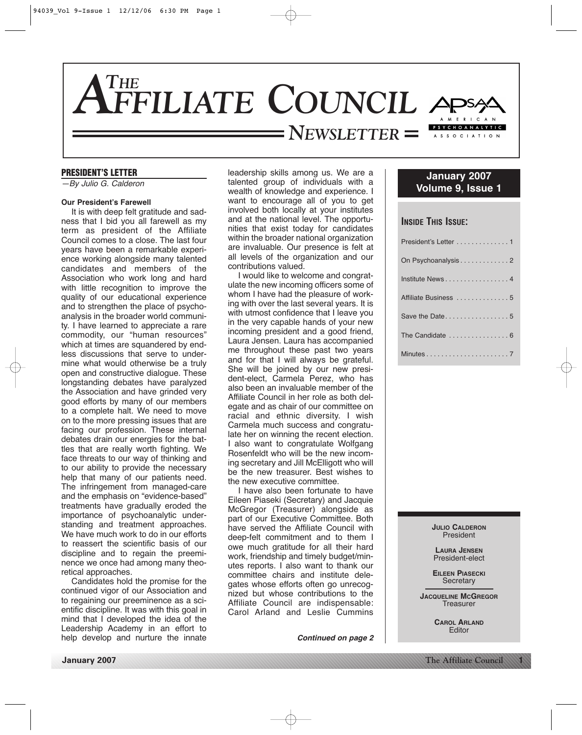# THE AFFILIATE COUNCIL NEWSLETTER

APsaA — American Psychoanalytic Association

**January 2007**
**Volume 9, Issue 1**

## PRESIDENT'S LETTER

*—By Julio G. Calderon*

**Our President's Farewell**

It is with deep felt gratitude and sadness that I bid you all farewell as my term as president of the Affiliate Council comes to a close. The last four years have been a remarkable experience working alongside many talented candidates and members of the Association who work long and hard with little recognition to improve the quality of our educational experience and to strengthen the place of psychoanalysis in the broader world community. I have learned to appreciate a rare commodity, our "human resources" which at times are squandered by endless discussions that serve to undermine what would otherwise be a truly open and constructive dialogue. These longstanding debates have paralyzed the Association and have grinded very good efforts by many of our members to a complete halt. We need to move on to the more pressing issues that are facing our profession. These internal debates drain our energies for the battles that are really worth fighting. We face threats to our way of thinking and to our ability to provide the necessary help that many of our patients need. The infringement from managed-care and the emphasis on "evidence-based" treatments have gradually eroded the importance of psychoanalytic understanding and treatment approaches. We have much work to do in our efforts to reassert the scientific basis of our discipline and to regain the preeminence we once had among many theoretical approaches.

Candidates hold the promise for the continued vigor of our Association and to regaining our preeminence as a scientific discipline. It was with this goal in mind that I developed the idea of the Leadership Academy in an effort to help develop and nurture the innate leadership skills among us. We are a talented group of individuals with a wealth of knowledge and experience. I want to encourage all of you to get involved both locally at your institutes and at the national level. The opportunities that exist today for candidates within the broader national organization are invaluable. Our presence is felt at all levels of the organization and our contributions valued.

I would like to welcome and congratulate the new incoming officers some of whom I have had the pleasure of working with over the last several years. It is with utmost confidence that I leave you in the very capable hands of your new incoming president and a good friend, Laura Jensen. Laura has accompanied me throughout these past two years and for that I will always be grateful. She will be joined by our new president-elect, Carmela Perez, who has also been an invaluable member of the Affiliate Council in her role as both delegate and as chair of our committee on racial and ethnic diversity. I wish Carmela much success and congratulate her on winning the recent election. I also want to congratulate Wolfgang Rosenfeldt who will be the new incoming secretary and Jill McElligott who will be the new treasurer. Best wishes to the new executive committee.

I have also been fortunate to have Eileen Piaseki (Secretary) and Jacquie McGregor (Treasurer) alongside as part of our Executive Committee. Both have served the Affiliate Council with deep-felt commitment and to them I owe much gratitude for all their hard work, friendship and timely budget/minutes reports. I also want to thank our committee chairs and institute delegates whose efforts often go unrecognized but whose contributions to the Affiliate Council are indispensable: Carol Arland and Leslie Cummins

***Continued on page 2***

## INSIDE THIS ISSUE:

- President's Letter . . . . . . . . . . . . . 1
- On Psychoanalysis . . . . . . . . . . . . 2
- Institute News . . . . . . . . . . . . . . . . 4
- Affiliate Business . . . . . . . . . . . . . 5
- Save the Date . . . . . . . . . . . . . . . . 5
- The Candidate . . . . . . . . . . . . . . . 6
- Minutes . . . . . . . . . . . . . . . . . . . . . 7

**JULIO CALDERON**
President

**LAURA JENSEN**
President-elect

**EILEEN PIASECKI**
Secretary

**JACQUELINE MCGREGOR**
Treasurer

**CAROL ARLAND**
Editor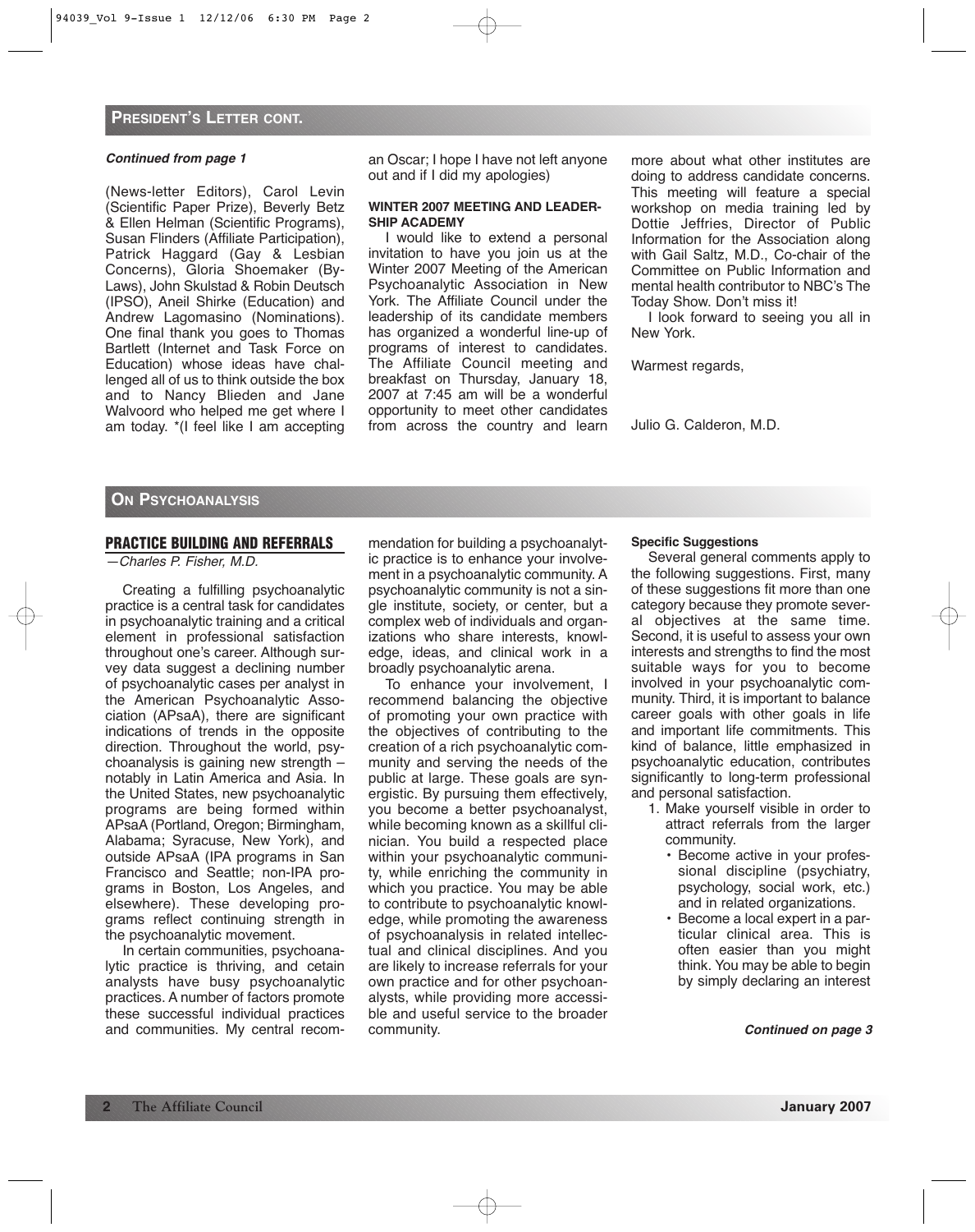## PRESIDENT'S LETTER CONT.

*Continued from page 1*

(News-letter Editors), Carol Levin (Scientific Paper Prize), Beverly Betz & Ellen Helman (Scientific Programs), Susan Flinders (Affiliate Participation), Patrick Haggard (Gay & Lesbian Concerns), Gloria Shoemaker (By-Laws), John Skulstad & Robin Deutsch (IPSO), Aneil Shirke (Education) and Andrew Lagomasino (Nominations). One final thank you goes to Thomas Bartlett (Internet and Task Force on Education) whose ideas have challenged all of us to think outside the box and to Nancy Blieden and Jane Walvoord who helped me get where I am today. *(I feel like I am accepting an Oscar; I hope I have not left anyone out and if I did my apologies)

**WINTER 2007 MEETING AND LEADERSHIP ACADEMY**

I would like to extend a personal invitation to have you join us at the Winter 2007 Meeting of the American Psychoanalytic Association in New York. The Affiliate Council under the leadership of its candidate members has organized a wonderful line-up of programs of interest to candidates. The Affiliate Council meeting and breakfast on Thursday, January 18, 2007 at 7:45 am will be a wonderful opportunity to meet other candidates from across the country and learn more about what other institutes are doing to address candidate concerns. This meeting will feature a special workshop on media training led by Dottie Jeffries, Director of Public Information for the Association along with Gail Saltz, M.D., Co-chair of the Committee on Public Information and mental health contributor to NBC's The Today Show. Don't miss it!

I look forward to seeing you all in New York.

Warmest regards,

Julio G. Calderon, M.D.

## ON PSYCHOANALYSIS

### PRACTICE BUILDING AND REFERRALS

*—Charles P. Fisher, M.D.*

Creating a fulfilling psychoanalytic practice is a central task for candidates in psychoanalytic training and a critical element in professional satisfaction throughout one's career. Although survey data suggest a declining number of psychoanalytic cases per analyst in the American Psychoanalytic Association (APsaA), there are significant indications of trends in the opposite direction. Throughout the world, psychoanalysis is gaining new strength – notably in Latin America and Asia. In the United States, new psychoanalytic programs are being formed within APsaA (Portland, Oregon; Birmingham, Alabama; Syracuse, New York), and outside APsaA (IPA programs in San Francisco and Seattle; non-IPA programs in Boston, Los Angeles, and elsewhere). These developing programs reflect continuing strength in the psychoanalytic movement.

In certain communities, psychoanalytic practice is thriving, and cetain analysts have busy psychoanalytic practices. A number of factors promote these successful individual practices and communities. My central recommendation for building a psychoanalytic practice is to enhance your involvement in a psychoanalytic community. A psychoanalytic community is not a single institute, society, or center, but a complex web of individuals and organizations who share interests, knowledge, ideas, and clinical work in a broadly psychoanalytic arena.

To enhance your involvement, I recommend balancing the objective of promoting your own practice with the objectives of contributing to the creation of a rich psychoanalytic community and serving the needs of the public at large. These goals are synergistic. By pursuing them effectively, you become a better psychoanalyst, while becoming known as a skillful clinician. You build a respected place within your psychoanalytic community, while enriching the community in which you practice. You may be able to contribute to psychoanalytic knowledge, while promoting the awareness of psychoanalysis in related intellectual and clinical disciplines. And you are likely to increase referrals for your own practice and for other psychoanalysts, while providing more accessible and useful service to the broader community.

**Specific Suggestions**

Several general comments apply to the following suggestions. First, many of these suggestions fit more than one category because they promote several objectives at the same time. Second, it is useful to assess your own interests and strengths to find the most suitable ways for you to become involved in your psychoanalytic community. Third, it is important to balance career goals with other goals in life and important life commitments. This kind of balance, little emphasized in psychoanalytic education, contributes significantly to long-term professional and personal satisfaction.

1. Make yourself visible in order to attract referrals from the larger community.
   - Become active in your professional discipline (psychiatry, psychology, social work, etc.) and in related organizations.
   - Become a local expert in a particular clinical area. This is often easier than you might think. You may be able to begin by simply declaring an interest

*Continued on page 3*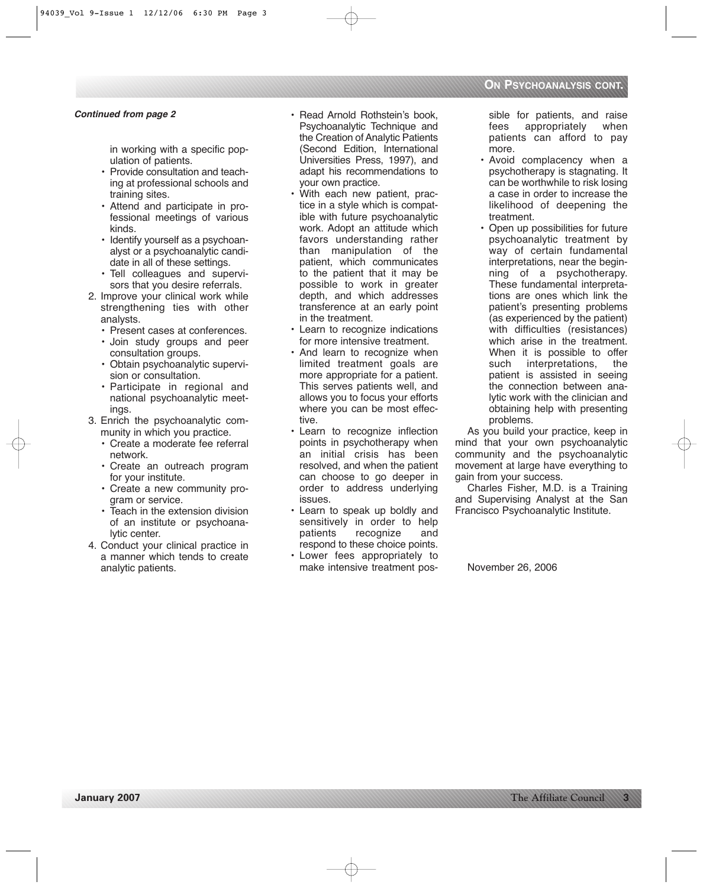## On Psychoanalysis cont.

***Continued from page 2***

in working with a specific population of patients.

- Provide consultation and teaching at professional schools and training sites.
- Attend and participate in professional meetings of various kinds.
- Identify yourself as a psychoanalyst or a psychoanalytic candidate in all of these settings.
- Tell colleagues and supervisors that you desire referrals.

2. Improve your clinical work while strengthening ties with other analysts.
   - Present cases at conferences.
   - Join study groups and peer consultation groups.
   - Obtain psychoanalytic supervision or consultation.
   - Participate in regional and national psychoanalytic meetings.
3. Enrich the psychoanalytic community in which you practice.
   - Create a moderate fee referral network.
   - Create an outreach program for your institute.
   - Create a new community program or service.
   - Teach in the extension division of an institute or psychoanalytic center.
4. Conduct your clinical practice in a manner which tends to create analytic patients.
   - Read Arnold Rothstein's book, Psychoanalytic Technique and the Creation of Analytic Patients (Second Edition, International Universities Press, 1997), and adapt his recommendations to your own practice.
   - With each new patient, practice in a style which is compatible with future psychoanalytic work. Adopt an attitude which favors understanding rather than manipulation of the patient, which communicates to the patient that it may be possible to work in greater depth, and which addresses transference at an early point in the treatment.
   - Learn to recognize indications for more intensive treatment.
   - And learn to recognize when limited treatment goals are more appropriate for a patient. This serves patients well, and allows you to focus your efforts where you can be most effective.
   - Learn to recognize inflection points in psychotherapy when an initial crisis has been resolved, and when the patient can choose to go deeper in order to address underlying issues.
   - Learn to speak up boldly and sensitively in order to help patients recognize and respond to these choice points.
   - Lower fees appropriately to make intensive treatment possible for patients, and raise fees appropriately when patients can afford to pay more.
   - Avoid complacency when a psychotherapy is stagnating. It can be worthwhile to risk losing a case in order to increase the likelihood of deepening the treatment.
   - Open up possibilities for future psychoanalytic treatment by way of certain fundamental interpretations, near the beginning of a psychotherapy. These fundamental interpretations are ones which link the patient's presenting problems (as experienced by the patient) with difficulties (resistances) which arise in the treatment. When it is possible to offer such interpretations, the patient is assisted in seeing the connection between analytic work with the clinician and obtaining help with presenting problems.

As you build your practice, keep in mind that your own psychoanalytic community and the psychoanalytic movement at large have everything to gain from your success.

Charles Fisher, M.D. is a Training and Supervising Analyst at the San Francisco Psychoanalytic Institute.

November 26, 2006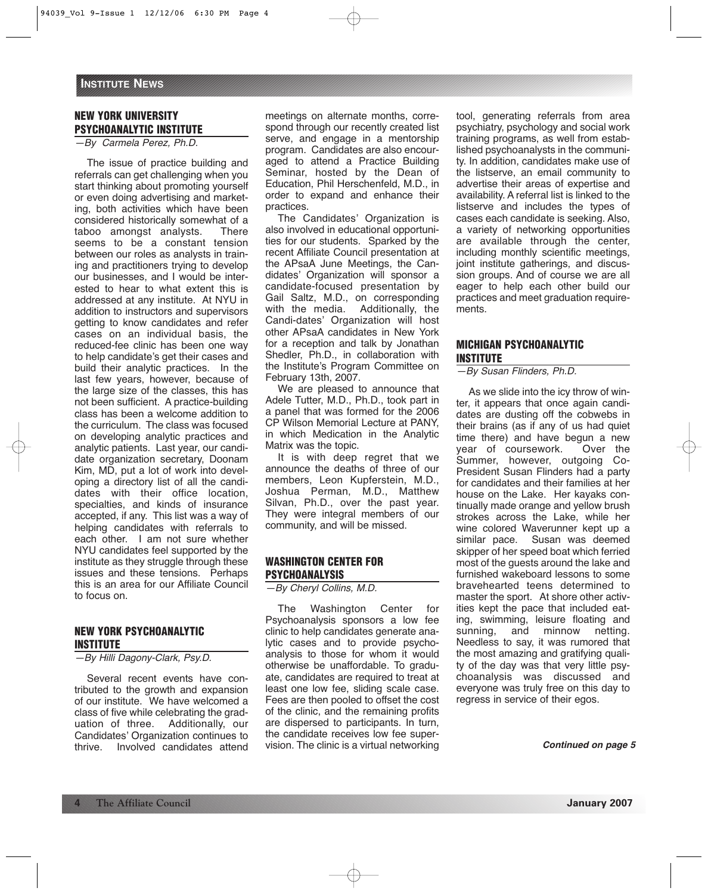## INSTITUTE NEWS

### NEW YORK UNIVERSITY PSYCHOANALYTIC INSTITUTE

*—By Carmela Perez, Ph.D.*

The issue of practice building and referrals can get challenging when you start thinking about promoting yourself or even doing advertising and marketing, both activities which have been considered historically somewhat of a taboo amongst analysts. There seems to be a constant tension between our roles as analysts in training and practitioners trying to develop our businesses, and I would be interested to hear to what extent this is addressed at any institute. At NYU in addition to instructors and supervisors getting to know candidates and refer cases on an individual basis, the reduced-fee clinic has been one way to help candidate's get their cases and build their analytic practices. In the last few years, however, because of the large size of the classes, this has not been sufficient. A practice-building class has been a welcome addition to the curriculum. The class was focused on developing analytic practices and analytic patients. Last year, our candidate organization secretary, Doonam Kim, MD, put a lot of work into developing a directory list of all the candidates with their office location, specialties, and kinds of insurance accepted, if any. This list was a way of helping candidates with referrals to each other. I am not sure whether NYU candidates feel supported by the institute as they struggle through these issues and these tensions. Perhaps this is an area for our Affiliate Council to focus on.

### NEW YORK PSYCHOANALYTIC INSTITUTE

*—By Hilli Dagony-Clark, Psy.D.*

Several recent events have contributed to the growth and expansion of our institute. We have welcomed a class of five while celebrating the graduation of three. Additionally, our Candidates' Organization continues to thrive. Involved candidates attend meetings on alternate months, correspond through our recently created list serve, and engage in a mentorship program. Candidates are also encouraged to attend a Practice Building Seminar, hosted by the Dean of Education, Phil Herschenfeld, M.D., in order to expand and enhance their practices.

The Candidates' Organization is also involved in educational opportunities for our students. Sparked by the recent Affiliate Council presentation at the APsaA June Meetings, the Candidates' Organization will sponsor a candidate-focused presentation by Gail Saltz, M.D., on corresponding with the media. Additionally, the Candi-dates' Organization will host other APsaA candidates in New York for a reception and talk by Jonathan Shedler, Ph.D., in collaboration with the Institute's Program Committee on February 13th, 2007.

We are pleased to announce that Adele Tutter, M.D., Ph.D., took part in a panel that was formed for the 2006 CP Wilson Memorial Lecture at PANY, in which Medication in the Analytic Matrix was the topic.

It is with deep regret that we announce the deaths of three of our members, Leon Kupferstein, M.D., Joshua Perman, M.D., Matthew Silvan, Ph.D., over the past year. They were integral members of our community, and will be missed.

### WASHINGTON CENTER FOR PSYCHOANALYSIS

*—By Cheryl Collins, M.D.*

The Washington Center for Psychoanalysis sponsors a low fee clinic to help candidates generate analytic cases and to provide psychoanalysis to those for whom it would otherwise be unaffordable. To graduate, candidates are required to treat at least one low fee, sliding scale case. Fees are then pooled to offset the cost of the clinic, and the remaining profits are dispersed to participants. In turn, the candidate receives low fee supervision. The clinic is a virtual networking tool, generating referrals from area psychiatry, psychology and social work training programs, as well from established psychoanalysts in the community. In addition, candidates make use of the listserve, an email community to advertise their areas of expertise and availability. A referral list is linked to the listserve and includes the types of cases each candidate is seeking. Also, a variety of networking opportunities are available through the center, including monthly scientific meetings, joint institute gatherings, and discussion groups. And of course we are all eager to help each other build our practices and meet graduation requirements.

### MICHIGAN PSYCHOANALYTIC INSTITUTE

*—By Susan Flinders, Ph.D.*

As we slide into the icy throw of winter, it appears that once again candidates are dusting off the cobwebs in their brains (as if any of us had quiet time there) and have begun a new year of coursework. Over the Summer, however, outgoing Co-President Susan Flinders had a party for candidates and their families at her house on the Lake. Her kayaks continually made orange and yellow brush strokes across the Lake, while her wine colored Waverunner kept up a similar pace. Susan was deemed skipper of her speed boat which ferried most of the guests around the lake and furnished wakeboard lessons to some bravehearted teens determined to master the sport. At shore other activities kept the pace that included eating, swimming, leisure floating and sunning, and minnow netting. Needless to say, it was rumored that the most amazing and gratifying quality of the day was that very little psychoanalysis was discussed and everyone was truly free on this day to regress in service of their egos.

***Continued on page 5***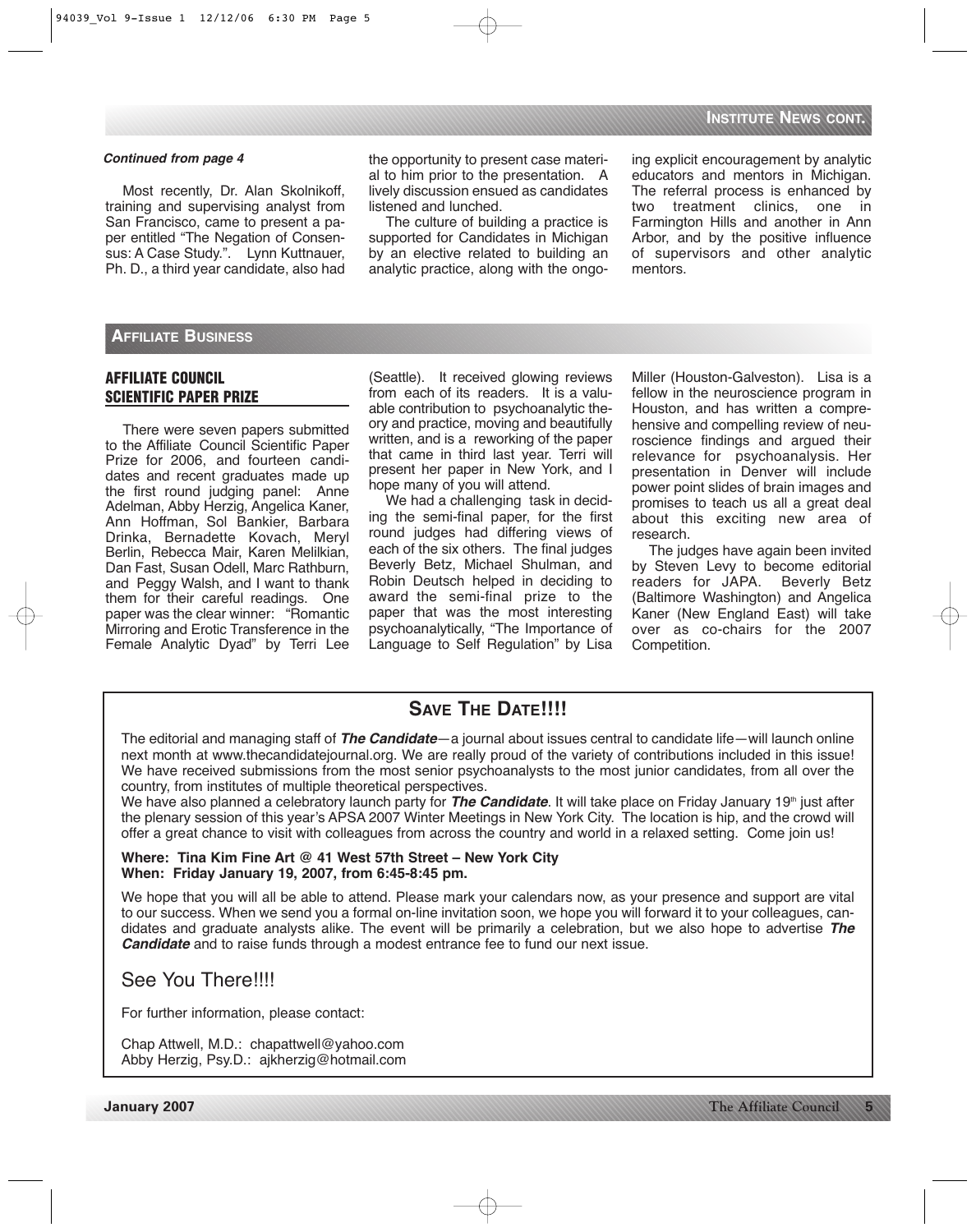## Institute News cont.

***Continued from page 4***

Most recently, Dr. Alan Skolnikoff, training and supervising analyst from San Francisco, came to present a paper entitled "The Negation of Consensus: A Case Study.". Lynn Kuttnauer, Ph. D., a third year candidate, also had the opportunity to present case material to him prior to the presentation. A lively discussion ensued as candidates listened and lunched.

The culture of building a practice is supported for Candidates in Michigan by an elective related to building an analytic practice, along with the ongoing explicit encouragement by analytic educators and mentors in Michigan. The referral process is enhanced by two treatment clinics, one in Farmington Hills and another in Ann Arbor, and by the positive influence of supervisors and other analytic mentors.

## Affiliate Business

### AFFILIATE COUNCIL SCIENTIFIC PAPER PRIZE

There were seven papers submitted to the Affiliate Council Scientific Paper Prize for 2006, and fourteen candidates and recent graduates made up the first round judging panel: Anne Adelman, Abby Herzig, Angelica Kaner, Ann Hoffman, Sol Bankier, Barbara Drinka, Bernadette Kovach, Meryl Berlin, Rebecca Mair, Karen Melilkian, Dan Fast, Susan Odell, Marc Rathburn, and Peggy Walsh, and I want to thank them for their careful readings. One paper was the clear winner: "Romantic Mirroring and Erotic Transference in the Female Analytic Dyad" by Terri Lee (Seattle). It received glowing reviews from each of its readers. It is a valuable contribution to psychoanalytic theory and practice, moving and beautifully written, and is a reworking of the paper that came in third last year. Terri will present her paper in New York, and I hope many of you will attend.

We had a challenging task in deciding the semi-final paper, for the first round judges had differing views of each of the six others. The final judges Beverly Betz, Michael Shulman, and Robin Deutsch helped in deciding to award the semi-final prize to the paper that was the most interesting psychoanalytically, "The Importance of Language to Self Regulation" by Lisa Miller (Houston-Galveston). Lisa is a fellow in the neuroscience program in Houston, and has written a comprehensive and compelling review of neuroscience findings and argued their relevance for psychoanalysis. Her presentation in Denver will include power point slides of brain images and promises to teach us all a great deal about this exciting new area of research.

The judges have again been invited by Steven Levy to become editorial readers for JAPA. Beverly Betz (Baltimore Washington) and Angelica Kaner (New England East) will take over as co-chairs for the 2007 Competition.

## Save The Date!!!!

The editorial and managing staff of ***The Candidate***—a journal about issues central to candidate life—will launch online next month at www.thecandidatejournal.org. We are really proud of the variety of contributions included in this issue! We have received submissions from the most senior psychoanalysts to the most junior candidates, from all over the country, from institutes of multiple theoretical perspectives.

We have also planned a celebratory launch party for ***The Candidate***. It will take place on Friday January 19th just after the plenary session of this year's APSA 2007 Winter Meetings in New York City. The location is hip, and the crowd will offer a great chance to visit with colleagues from across the country and world in a relaxed setting. Come join us!

**Where: Tina Kim Fine Art @ 41 West 57th Street – New York City**
**When: Friday January 19, 2007, from 6:45-8:45 pm.**

We hope that you will all be able to attend. Please mark your calendars now, as your presence and support are vital to our success. When we send you a formal on-line invitation soon, we hope you will forward it to your colleagues, candidates and graduate analysts alike. The event will be primarily a celebration, but we also hope to advertise ***The Candidate*** and to raise funds through a modest entrance fee to fund our next issue.

### See You There!!!!

For further information, please contact:

Chap Attwell, M.D.: chapattwell@yahoo.com
Abby Herzig, Psy.D.: ajkherzig@hotmail.com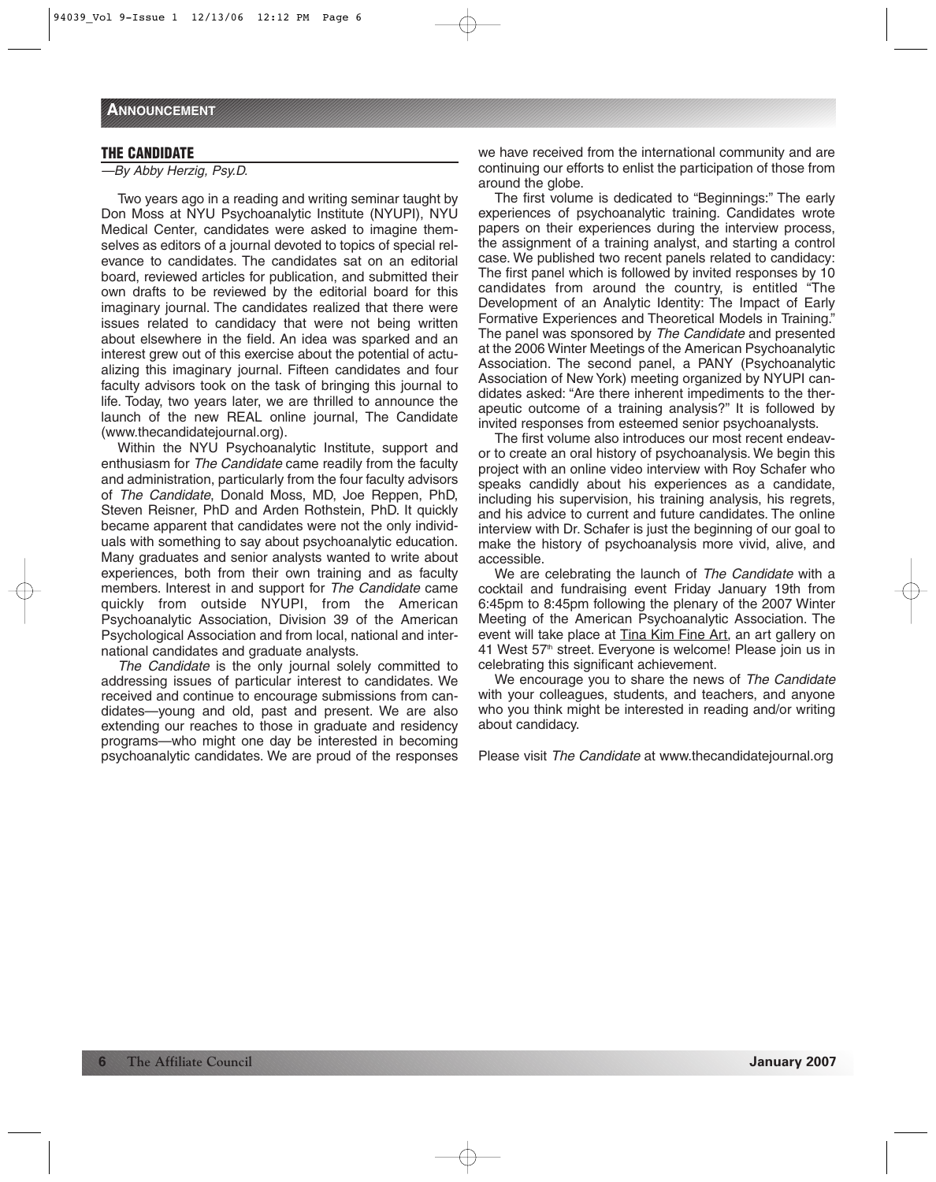## ANNOUNCEMENT

### THE CANDIDATE

*—By Abby Herzig, Psy.D.*

Two years ago in a reading and writing seminar taught by Don Moss at NYU Psychoanalytic Institute (NYUPI), NYU Medical Center, candidates were asked to imagine themselves as editors of a journal devoted to topics of special relevance to candidates. The candidates sat on an editorial board, reviewed articles for publication, and submitted their own drafts to be reviewed by the editorial board for this imaginary journal. The candidates realized that there were issues related to candidacy that were not being written about elsewhere in the field. An idea was sparked and an interest grew out of this exercise about the potential of actualizing this imaginary journal. Fifteen candidates and four faculty advisors took on the task of bringing this journal to life. Today, two years later, we are thrilled to announce the launch of the new REAL online journal, The Candidate (www.thecandidatejournal.org).

Within the NYU Psychoanalytic Institute, support and enthusiasm for *The Candidate* came readily from the faculty and administration, particularly from the four faculty advisors of *The Candidate*, Donald Moss, MD, Joe Reppen, PhD, Steven Reisner, PhD and Arden Rothstein, PhD. It quickly became apparent that candidates were not the only individuals with something to say about psychoanalytic education. Many graduates and senior analysts wanted to write about experiences, both from their own training and as faculty members. Interest in and support for *The Candidate* came quickly from outside NYUPI, from the American Psychoanalytic Association, Division 39 of the American Psychological Association and from local, national and international candidates and graduate analysts.

*The Candidate* is the only journal solely committed to addressing issues of particular interest to candidates. We received and continue to encourage submissions from candidates—young and old, past and present. We are also extending our reaches to those in graduate and residency programs—who might one day be interested in becoming psychoanalytic candidates. We are proud of the responses we have received from the international community and are continuing our efforts to enlist the participation of those from around the globe.

The first volume is dedicated to "Beginnings:" The early experiences of psychoanalytic training. Candidates wrote papers on their experiences during the interview process, the assignment of a training analyst, and starting a control case. We published two recent panels related to candidacy: The first panel which is followed by invited responses by 10 candidates from around the country, is entitled "The Development of an Analytic Identity: The Impact of Early Formative Experiences and Theoretical Models in Training." The panel was sponsored by *The Candidate* and presented at the 2006 Winter Meetings of the American Psychoanalytic Association. The second panel, a PANY (Psychoanalytic Association of New York) meeting organized by NYUPI candidates asked: "Are there inherent impediments to the therapeutic outcome of a training analysis?" It is followed by invited responses from esteemed senior psychoanalysts.

The first volume also introduces our most recent endeavor to create an oral history of psychoanalysis. We begin this project with an online video interview with Roy Schafer who speaks candidly about his experiences as a candidate, including his supervision, his training analysis, his regrets, and his advice to current and future candidates. The online interview with Dr. Schafer is just the beginning of our goal to make the history of psychoanalysis more vivid, alive, and accessible.

We are celebrating the launch of *The Candidate* with a cocktail and fundraising event Friday January 19th from 6:45pm to 8:45pm following the plenary of the 2007 Winter Meeting of the American Psychoanalytic Association. The event will take place at Tina Kim Fine Art, an art gallery on 41 West 57th street. Everyone is welcome! Please join us in celebrating this significant achievement.

We encourage you to share the news of *The Candidate* with your colleagues, students, and teachers, and anyone who you think might be interested in reading and/or writing about candidacy.

Please visit *The Candidate* at www.thecandidatejournal.org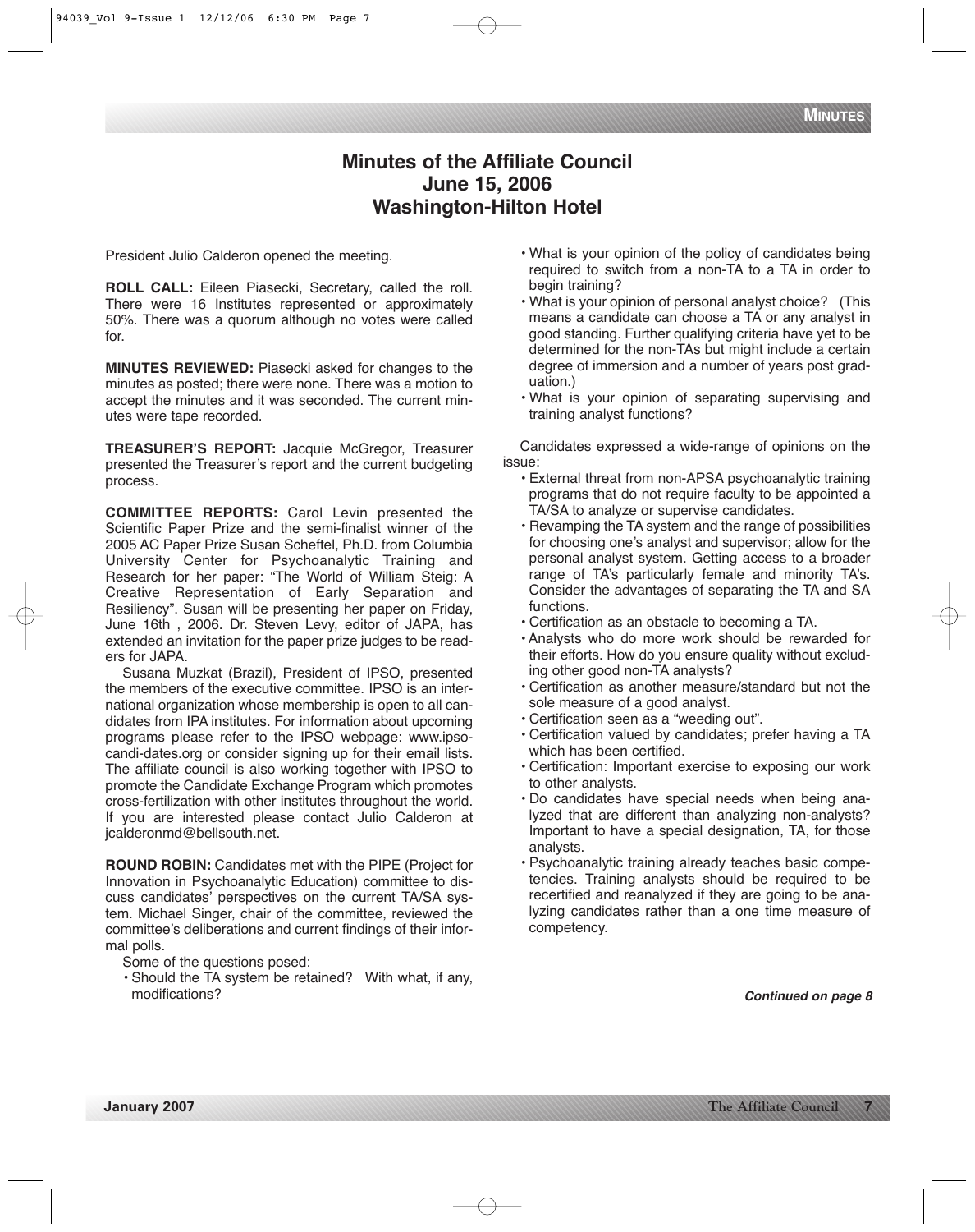# Minutes of the Affiliate Council
# June 15, 2006
# Washington-Hilton Hotel

President Julio Calderon opened the meeting.

**ROLL CALL:** Eileen Piasecki, Secretary, called the roll. There were 16 Institutes represented or approximately 50%. There was a quorum although no votes were called for.

**MINUTES REVIEWED:** Piasecki asked for changes to the minutes as posted; there were none. There was a motion to accept the minutes and it was seconded. The current minutes were tape recorded.

**TREASURER'S REPORT:** Jacquie McGregor, Treasurer presented the Treasurer's report and the current budgeting process.

**COMMITTEE REPORTS:** Carol Levin presented the Scientific Paper Prize and the semi-finalist winner of the 2005 AC Paper Prize Susan Scheftel, Ph.D. from Columbia University Center for Psychoanalytic Training and Research for her paper: "The World of William Steig: A Creative Representation of Early Separation and Resiliency". Susan will be presenting her paper on Friday, June 16th , 2006. Dr. Steven Levy, editor of JAPA, has extended an invitation for the paper prize judges to be readers for JAPA.

Susana Muzkat (Brazil), President of IPSO, presented the members of the executive committee. IPSO is an international organization whose membership is open to all candidates from IPA institutes. For information about upcoming programs please refer to the IPSO webpage: www.ipso-candi-dates.org or consider signing up for their email lists. The affiliate council is also working together with IPSO to promote the Candidate Exchange Program which promotes cross-fertilization with other institutes throughout the world. If you are interested please contact Julio Calderon at jcalderonmd@bellsouth.net.

**ROUND ROBIN:** Candidates met with the PIPE (Project for Innovation in Psychoanalytic Education) committee to discuss candidates' perspectives on the current TA/SA system. Michael Singer, chair of the committee, reviewed the committee's deliberations and current findings of their informal polls.

Some of the questions posed:

- Should the TA system be retained? With what, if any, modifications?
- What is your opinion of the policy of candidates being required to switch from a non-TA to a TA in order to begin training?
- What is your opinion of personal analyst choice? (This means a candidate can choose a TA or any analyst in good standing. Further qualifying criteria have yet to be determined for the non-TAs but might include a certain degree of immersion and a number of years post graduation.)
- What is your opinion of separating supervising and training analyst functions?

Candidates expressed a wide-range of opinions on the issue:

- External threat from non-APSA psychoanalytic training programs that do not require faculty to be appointed a TA/SA to analyze or supervise candidates.
- Revamping the TA system and the range of possibilities for choosing one's analyst and supervisor; allow for the personal analyst system. Getting access to a broader range of TA's particularly female and minority TA's. Consider the advantages of separating the TA and SA functions.
- Certification as an obstacle to becoming a TA.
- Analysts who do more work should be rewarded for their efforts. How do you ensure quality without excluding other good non-TA analysts?
- Certification as another measure/standard but not the sole measure of a good analyst.
- Certification seen as a "weeding out".
- Certification valued by candidates; prefer having a TA which has been certified.
- Certification: Important exercise to exposing our work to other analysts.
- Do candidates have special needs when being analyzed that are different than analyzing non-analysts? Important to have a special designation, TA, for those analysts.
- Psychoanalytic training already teaches basic competencies. Training analysts should be required to be recertified and reanalyzed if they are going to be analyzing candidates rather than a one time measure of competency.

***Continued on page 8***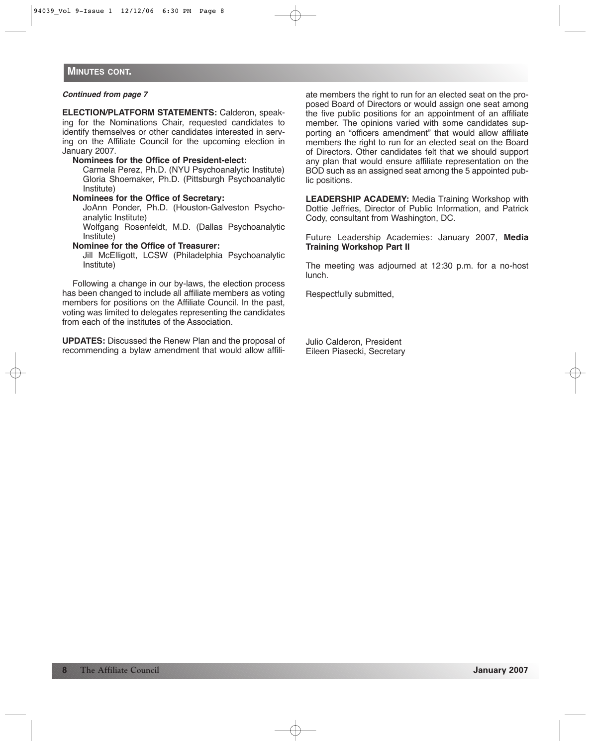## MINUTES CONT.

***Continued from page 7***

**ELECTION/PLATFORM STATEMENTS:** Calderon, speaking for the Nominations Chair, requested candidates to identify themselves or other candidates interested in serving on the Affiliate Council for the upcoming election in January 2007.

**Nominees for the Office of President-elect:**
Carmela Perez, Ph.D. (NYU Psychoanalytic Institute)
Gloria Shoemaker, Ph.D. (Pittsburgh Psychoanalytic Institute)

**Nominees for the Office of Secretary:**
JoAnn Ponder, Ph.D. (Houston-Galveston Psychoanalytic Institute)
Wolfgang Rosenfeldt, M.D. (Dallas Psychoanalytic Institute)

**Nominee for the Office of Treasurer:**
Jill McElligott, LCSW (Philadelphia Psychoanalytic Institute)

Following a change in our by-laws, the election process has been changed to include all affiliate members as voting members for positions on the Affiliate Council. In the past, voting was limited to delegates representing the candidates from each of the institutes of the Association.

**UPDATES:** Discussed the Renew Plan and the proposal of recommending a bylaw amendment that would allow affiliate members the right to run for an elected seat on the proposed Board of Directors or would assign one seat among the five public positions for an appointment of an affiliate member. The opinions varied with some candidates supporting an "officers amendment" that would allow affiliate members the right to run for an elected seat on the Board of Directors. Other candidates felt that we should support any plan that would ensure affiliate representation on the BOD such as an assigned seat among the 5 appointed public positions.

**LEADERSHIP ACADEMY:** Media Training Workshop with Dottie Jeffries, Director of Public Information, and Patrick Cody, consultant from Washington, DC.

Future Leadership Academies: January 2007, **Media Training Workshop Part II**

The meeting was adjourned at 12:30 p.m. for a no-host lunch.

Respectfully submitted,

Julio Calderon, President
Eileen Piasecki, Secretary